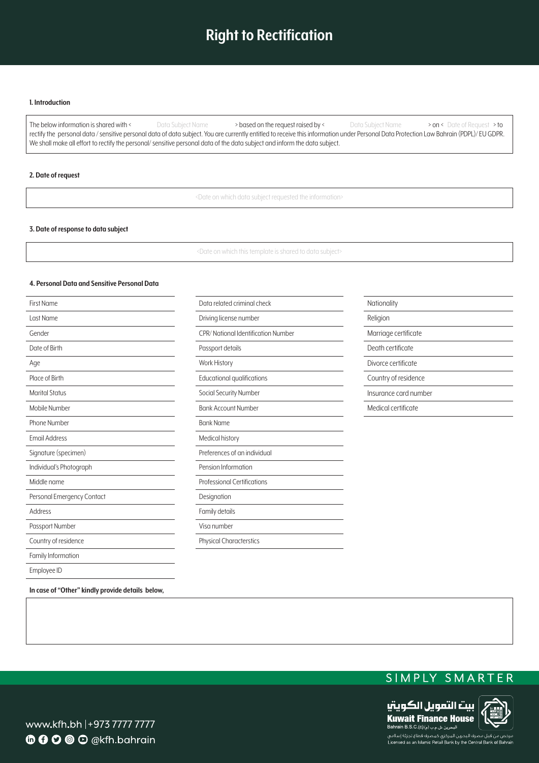# Right to Rectification

### 1. Introduction

The below information is shared with < Data Subject Name > based on the request raised by < Data Subject Name > on < Date of Request > to rectify the personal data / sensitive personal data of data subject. You are currently entitled to receive this information under Personal Data Protection Law Bahrain (PDPL)/ EU GDPR. We shall make all effort to rectify the personal/ sensitive personal data of the data subject and inform the data subject.

### 2. Date of request

<Date on which data subject requested the information>

### 3. Date of response to data subject

<Date on which this template is shared to data subject>

### 4. Personal Data and Sensitive Personal Data

| | | |
|---|---|---|
| First Name | Data related criminal check | Nationality |
| Last Name | Driving license number | Religion |
| Gender | CPR/ National Identification Number | Marriage certificate |
| Date of Birth | Passport details | Death certificate |
| Age | Work History | Divorce certificate |
| Place of Birth | Educational qualifications | Country of residence |
| Marital Status | Social Security Number | Insurance card number |
| Mobile Number | Bank Account Number | Medical certificate |
| Phone Number | Bank Name | |
| Email Address | Medical history | |
| Signature (specimen) | Preferences of an individual | |
| Individual's Photograph | Pension Information | |
| Middle name | Professional Certifications | |
| Personal Emergency Contact | Designation | |
| Address | Family details | |
| Passport Number | Visa number | |
| Country of residence | Physical Characterstics | |
| Family Information | | |
| Employee ID | | |

**In case of "Other" kindly provide details below,**

SIMPLY SMARTER

www.kfh.bh | +973 7777 7777
@kfh.bahrain

بيت التمويل الكويتي
Kuwait Finance House
Bahrain B.S.C.(c) البحرين ش.م.ب (م)

مرخص من قبل مصرف البحرين المركزي كمصرف قطاع تجزئة إسلامي
Licensed as an Islamic Retail Bank by the Central Bank of Bahrain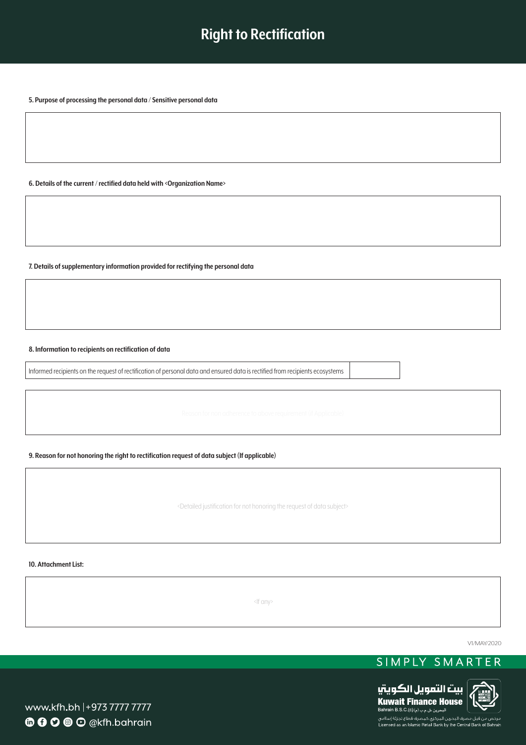# Right to Rectification

**5. Purpose of processing the personal data / Sensitive personal data**

**6. Details of the current / rectified data held with <Organization Name>**

**7. Details of supplementary information provided for rectifying the personal data**

**8. Information to recipients on rectification of data**

| | |
|---|---|
| Informed recipients on the request of rectification of personal data and ensured data is rectified from recipients ecosystems | |

Reason for non adherence to above requirement (if Applicable)

**9. Reason for not honoring the right to rectification request of data subject (If applicable)**

<Detailed justification for not honoring the request of data subject>

**10. Attachment List:**

<If any>

V1/MAY/2020